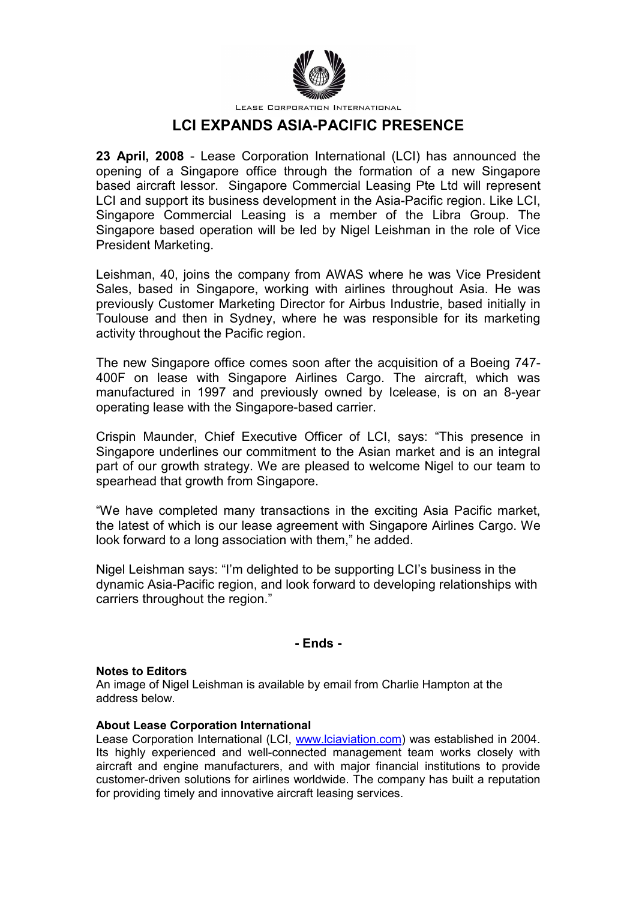LEASE CORPORATION INTERNATIONAL

# LCI EXPANDS ASIA-PACIFIC PRESENCE

**23 April, 2008** - Lease Corporation International (LCI) has announced the opening of a Singapore office through the formation of a new Singapore based aircraft lessor. Singapore Commercial Leasing Pte Ltd will represent LCI and support its business development in the Asia-Pacific region. Like LCI, Singapore Commercial Leasing is a member of the Libra Group. The Singapore based operation will be led by Nigel Leishman in the role of Vice President Marketing.

Leishman, 40, joins the company from AWAS where he was Vice President Sales, based in Singapore, working with airlines throughout Asia. He was previously Customer Marketing Director for Airbus Industrie, based initially in Toulouse and then in Sydney, where he was responsible for its marketing activity throughout the Pacific region.

The new Singapore office comes soon after the acquisition of a Boeing 747-400F on lease with Singapore Airlines Cargo. The aircraft, which was manufactured in 1997 and previously owned by Icelease, is on an 8-year operating lease with the Singapore-based carrier.

Crispin Maunder, Chief Executive Officer of LCI, says: "This presence in Singapore underlines our commitment to the Asian market and is an integral part of our growth strategy. We are pleased to welcome Nigel to our team to spearhead that growth from Singapore.

"We have completed many transactions in the exciting Asia Pacific market, the latest of which is our lease agreement with Singapore Airlines Cargo. We look forward to a long association with them," he added.

Nigel Leishman says: "I'm delighted to be supporting LCI's business in the dynamic Asia-Pacific region, and look forward to developing relationships with carriers throughout the region."

**- Ends -**

**Notes to Editors**

An image of Nigel Leishman is available by email from Charlie Hampton at the address below.

**About Lease Corporation International**

Lease Corporation International (LCI, www.lciaviation.com) was established in 2004. Its highly experienced and well-connected management team works closely with aircraft and engine manufacturers, and with major financial institutions to provide customer-driven solutions for airlines worldwide. The company has built a reputation for providing timely and innovative aircraft leasing services.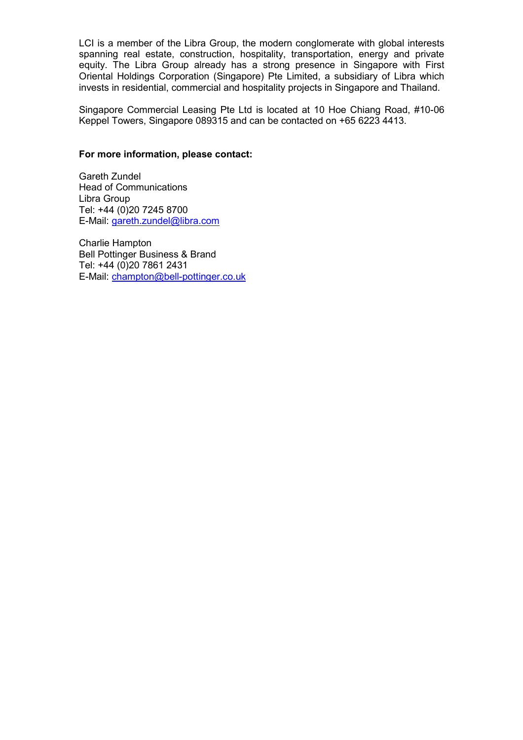LCI is a member of the Libra Group, the modern conglomerate with global interests spanning real estate, construction, hospitality, transportation, energy and private equity. The Libra Group already has a strong presence in Singapore with First Oriental Holdings Corporation (Singapore) Pte Limited, a subsidiary of Libra which invests in residential, commercial and hospitality projects in Singapore and Thailand.

Singapore Commercial Leasing Pte Ltd is located at 10 Hoe Chiang Road, #10-06 Keppel Towers, Singapore 089315 and can be contacted on +65 6223 4413.

**For more information, please contact:**

Gareth Zundel
Head of Communications
Libra Group
Tel: +44 (0)20 7245 8700
E-Mail: gareth.zundel@libra.com

Charlie Hampton
Bell Pottinger Business & Brand
Tel: +44 (0)20 7861 2431
E-Mail: champton@bell-pottinger.co.uk